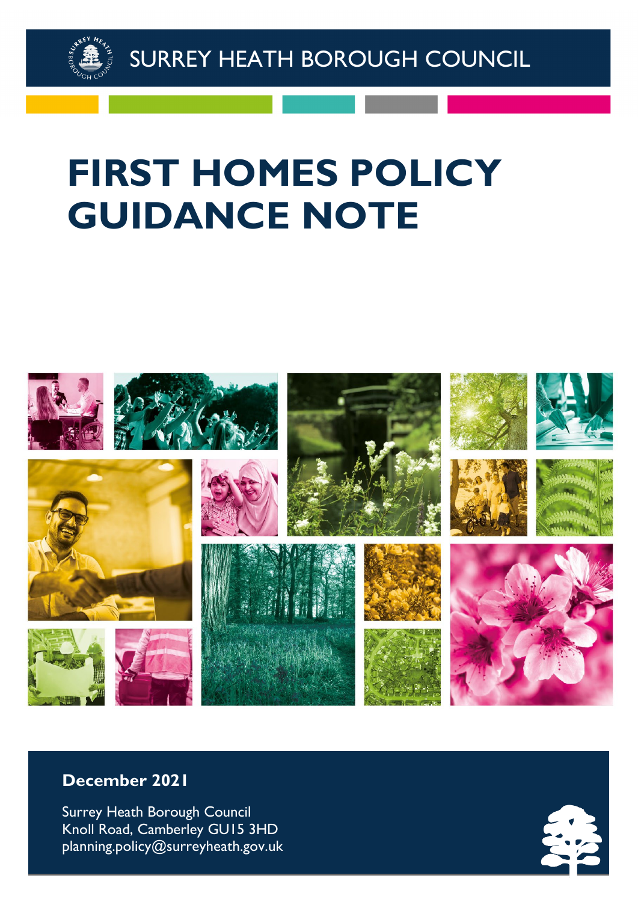SURREY HEATH BOROUGH COUNCIL

# FIRST HOMES POLICY GUIDANCE NOTE

**December 2021**

Surrey Heath Borough Council
Knoll Road, Camberley GU15 3HD
planning.policy@surreyheath.gov.uk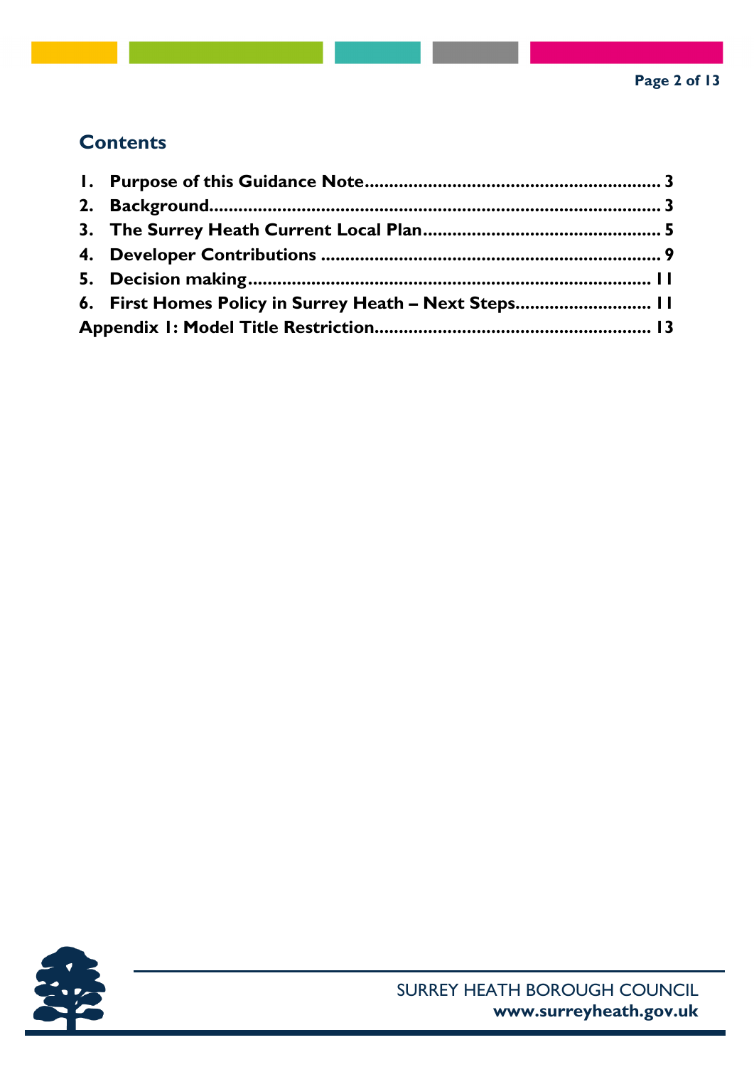## Contents

1. Purpose of this Guidance Note ........................................................... 3
2. Background ........................................................................................... 3
3. The Surrey Heath Current Local Plan ................................................ 5
4. Developer Contributions ...................................................................... 9
5. Decision making ................................................................................... 11
6. First Homes Policy in Surrey Heath – Next Steps ........................... 11

Appendix 1: Model Title Restriction ........................................................ 13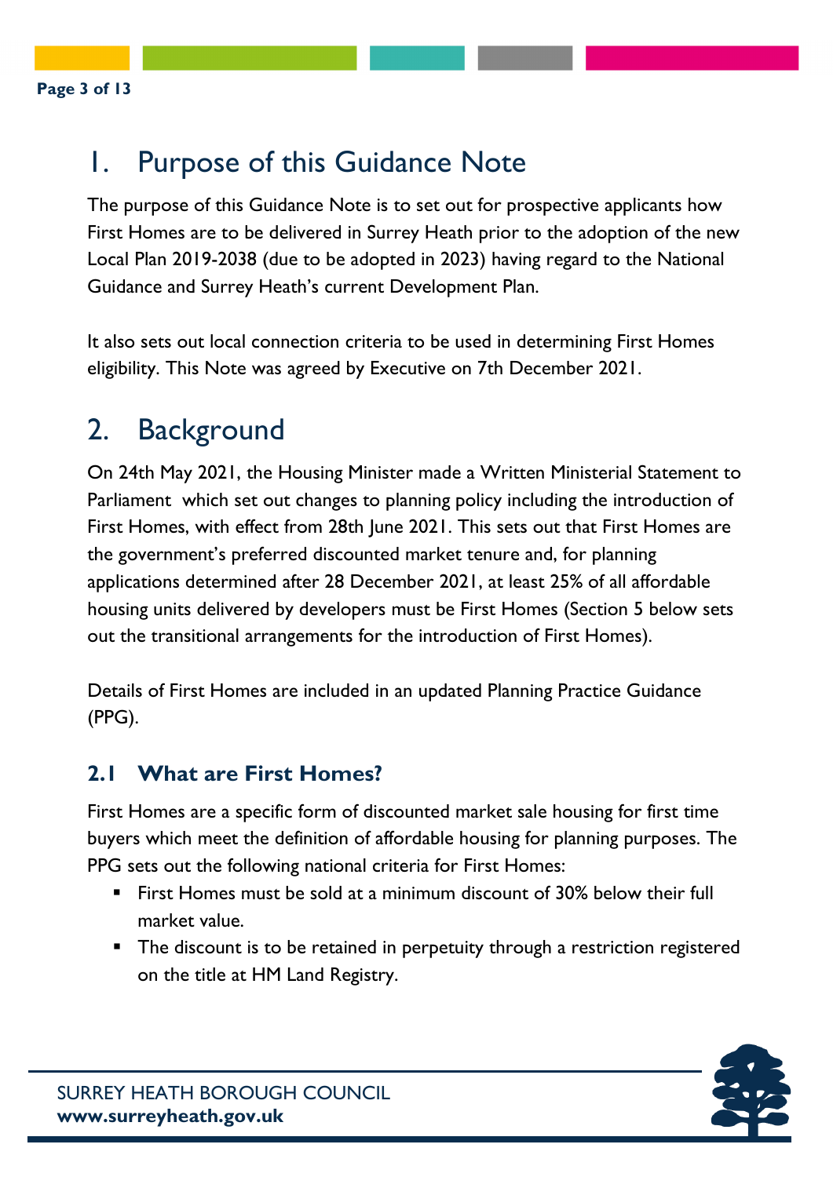# 1. Purpose of this Guidance Note

The purpose of this Guidance Note is to set out for prospective applicants how First Homes are to be delivered in Surrey Heath prior to the adoption of the new Local Plan 2019-2038 (due to be adopted in 2023) having regard to the National Guidance and Surrey Heath's current Development Plan.

It also sets out local connection criteria to be used in determining First Homes eligibility. This Note was agreed by Executive on 7th December 2021.

# 2. Background

On 24th May 2021, the Housing Minister made a Written Ministerial Statement to Parliament which set out changes to planning policy including the introduction of First Homes, with effect from 28th June 2021. This sets out that First Homes are the government's preferred discounted market tenure and, for planning applications determined after 28 December 2021, at least 25% of all affordable housing units delivered by developers must be First Homes (Section 5 below sets out the transitional arrangements for the introduction of First Homes).

Details of First Homes are included in an updated Planning Practice Guidance (PPG).

## 2.1 What are First Homes?

First Homes are a specific form of discounted market sale housing for first time buyers which meet the definition of affordable housing for planning purposes. The PPG sets out the following national criteria for First Homes:

- First Homes must be sold at a minimum discount of 30% below their full market value.
- The discount is to be retained in perpetuity through a restriction registered on the title at HM Land Registry.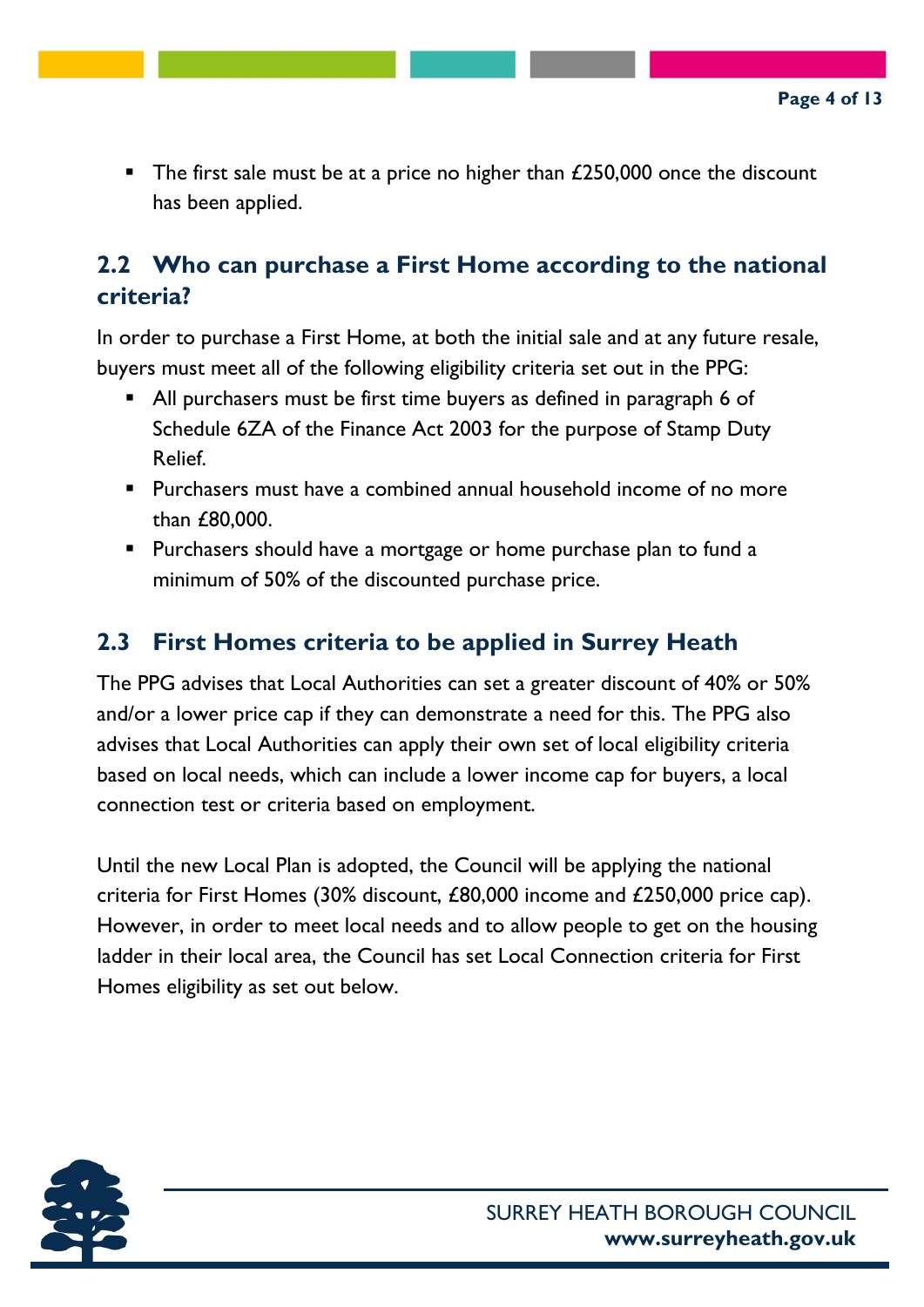- The first sale must be at a price no higher than £250,000 once the discount has been applied.

## 2.2 Who can purchase a First Home according to the national criteria?

In order to purchase a First Home, at both the initial sale and at any future resale, buyers must meet all of the following eligibility criteria set out in the PPG:

- All purchasers must be first time buyers as defined in paragraph 6 of Schedule 6ZA of the Finance Act 2003 for the purpose of Stamp Duty Relief.
- Purchasers must have a combined annual household income of no more than £80,000.
- Purchasers should have a mortgage or home purchase plan to fund a minimum of 50% of the discounted purchase price.

## 2.3 First Homes criteria to be applied in Surrey Heath

The PPG advises that Local Authorities can set a greater discount of 40% or 50% and/or a lower price cap if they can demonstrate a need for this. The PPG also advises that Local Authorities can apply their own set of local eligibility criteria based on local needs, which can include a lower income cap for buyers, a local connection test or criteria based on employment.

Until the new Local Plan is adopted, the Council will be applying the national criteria for First Homes (30% discount, £80,000 income and £250,000 price cap). However, in order to meet local needs and to allow people to get on the housing ladder in their local area, the Council has set Local Connection criteria for First Homes eligibility as set out below.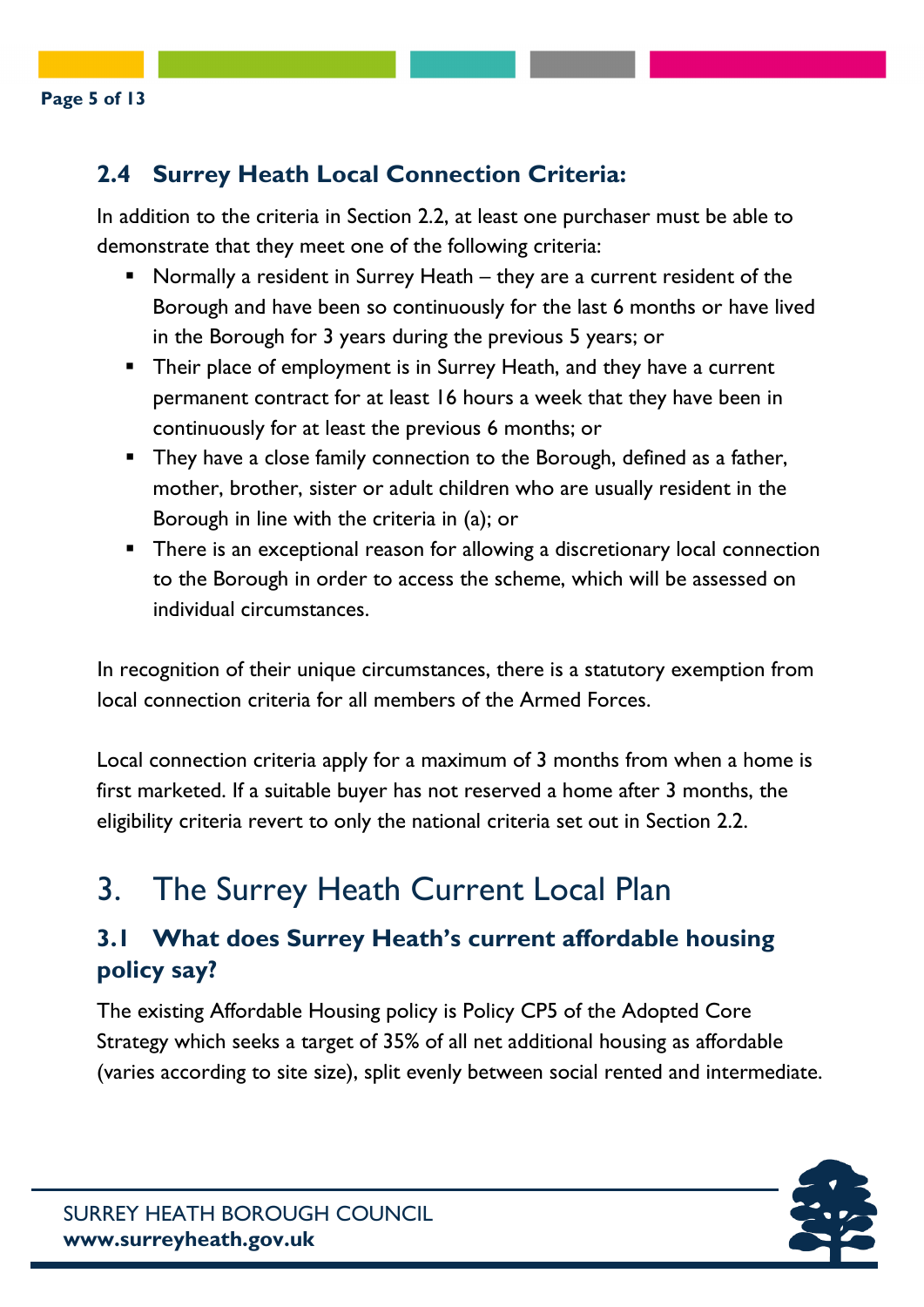### 2.4 Surrey Heath Local Connection Criteria:

In addition to the criteria in Section 2.2, at least one purchaser must be able to demonstrate that they meet one of the following criteria:

- Normally a resident in Surrey Heath – they are a current resident of the Borough and have been so continuously for the last 6 months or have lived in the Borough for 3 years during the previous 5 years; or
- Their place of employment is in Surrey Heath, and they have a current permanent contract for at least 16 hours a week that they have been in continuously for at least the previous 6 months; or
- They have a close family connection to the Borough, defined as a father, mother, brother, sister or adult children who are usually resident in the Borough in line with the criteria in (a); or
- There is an exceptional reason for allowing a discretionary local connection to the Borough in order to access the scheme, which will be assessed on individual circumstances.

In recognition of their unique circumstances, there is a statutory exemption from local connection criteria for all members of the Armed Forces.

Local connection criteria apply for a maximum of 3 months from when a home is first marketed. If a suitable buyer has not reserved a home after 3 months, the eligibility criteria revert to only the national criteria set out in Section 2.2.

## 3. The Surrey Heath Current Local Plan

### 3.1 What does Surrey Heath's current affordable housing policy say?

The existing Affordable Housing policy is Policy CP5 of the Adopted Core Strategy which seeks a target of 35% of all net additional housing as affordable (varies according to site size), split evenly between social rented and intermediate.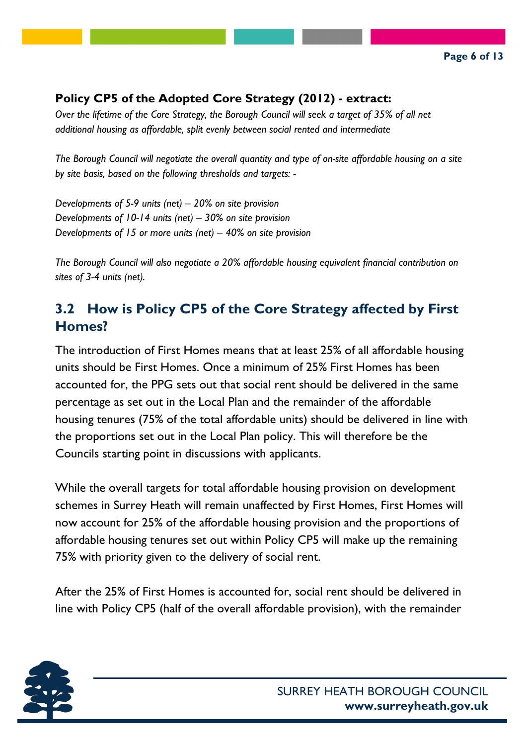**Policy CP5 of the Adopted Core Strategy (2012) - extract:**

*Over the lifetime of the Core Strategy, the Borough Council will seek a target of 35% of all net additional housing as affordable, split evenly between social rented and intermediate*

*The Borough Council will negotiate the overall quantity and type of on-site affordable housing on a site by site basis, based on the following thresholds and targets: -*

*Developments of 5-9 units (net) – 20% on site provision*
*Developments of 10-14 units (net) – 30% on site provision*
*Developments of 15 or more units (net) – 40% on site provision*

*The Borough Council will also negotiate a 20% affordable housing equivalent financial contribution on sites of 3-4 units (net).*

## 3.2 How is Policy CP5 of the Core Strategy affected by First Homes?

The introduction of First Homes means that at least 25% of all affordable housing units should be First Homes. Once a minimum of 25% First Homes has been accounted for, the PPG sets out that social rent should be delivered in the same percentage as set out in the Local Plan and the remainder of the affordable housing tenures (75% of the total affordable units) should be delivered in line with the proportions set out in the Local Plan policy. This will therefore be the Councils starting point in discussions with applicants.

While the overall targets for total affordable housing provision on development schemes in Surrey Heath will remain unaffected by First Homes, First Homes will now account for 25% of the affordable housing provision and the proportions of affordable housing tenures set out within Policy CP5 will make up the remaining 75% with priority given to the delivery of social rent.

After the 25% of First Homes is accounted for, social rent should be delivered in line with Policy CP5 (half of the overall affordable provision), with the remainder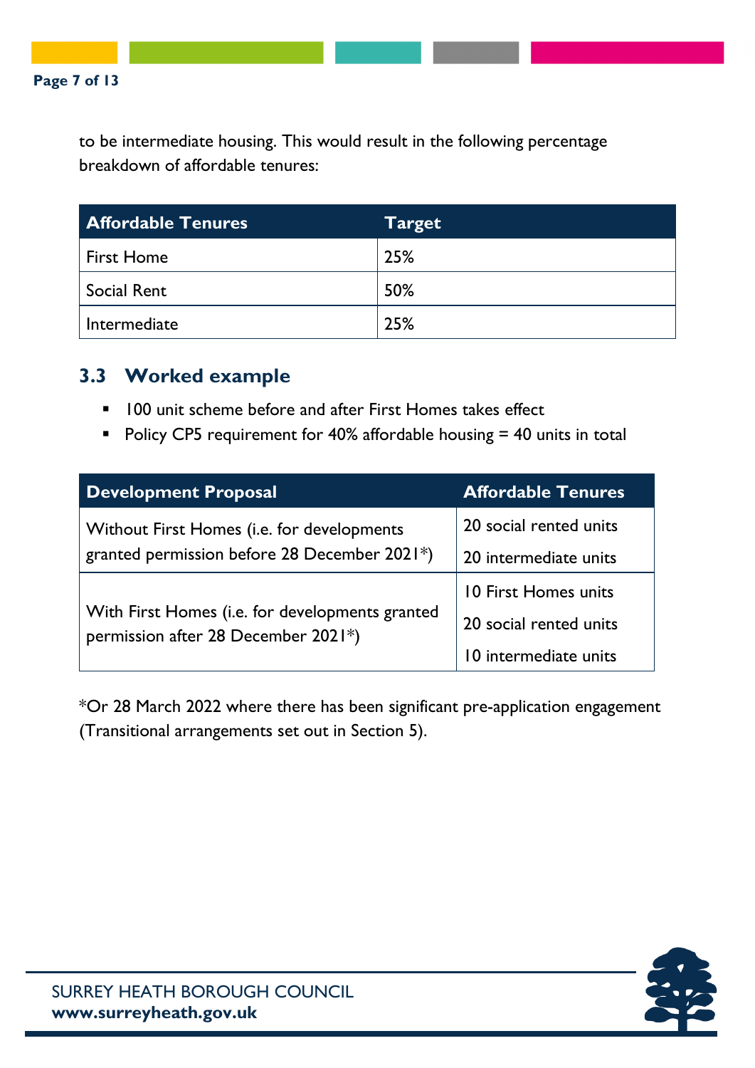to be intermediate housing. This would result in the following percentage breakdown of affordable tenures:

| Affordable Tenures | Target |
|---|---|
| First Home | 25% |
| Social Rent | 50% |
| Intermediate | 25% |

### 3.3 Worked example

- 100 unit scheme before and after First Homes takes effect
- Policy CP5 requirement for 40% affordable housing = 40 units in total

| Development Proposal | Affordable Tenures |
|---|---|
| Without First Homes (i.e. for developments granted permission before 28 December 2021*) | 20 social rented units<br>20 intermediate units |
| With First Homes (i.e. for developments granted permission after 28 December 2021*) | 10 First Homes units<br>20 social rented units<br>10 intermediate units |

*Or 28 March 2022 where there has been significant pre-application engagement (Transitional arrangements set out in Section 5).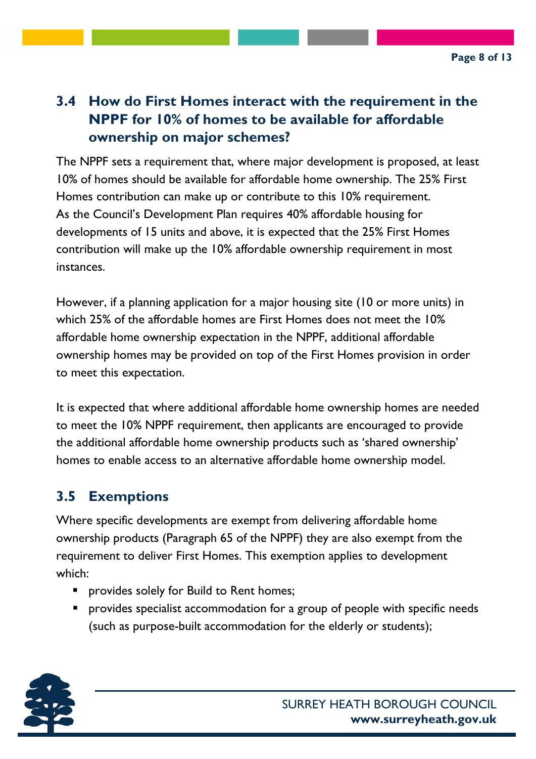### 3.4 How do First Homes interact with the requirement in the NPPF for 10% of homes to be available for affordable ownership on major schemes?

The NPPF sets a requirement that, where major development is proposed, at least 10% of homes should be available for affordable home ownership. The 25% First Homes contribution can make up or contribute to this 10% requirement. As the Council's Development Plan requires 40% affordable housing for developments of 15 units and above, it is expected that the 25% First Homes contribution will make up the 10% affordable ownership requirement in most instances.

However, if a planning application for a major housing site (10 or more units) in which 25% of the affordable homes are First Homes does not meet the 10% affordable home ownership expectation in the NPPF, additional affordable ownership homes may be provided on top of the First Homes provision in order to meet this expectation.

It is expected that where additional affordable home ownership homes are needed to meet the 10% NPPF requirement, then applicants are encouraged to provide the additional affordable home ownership products such as 'shared ownership' homes to enable access to an alternative affordable home ownership model.

### 3.5 Exemptions

Where specific developments are exempt from delivering affordable home ownership products (Paragraph 65 of the NPPF) they are also exempt from the requirement to deliver First Homes. This exemption applies to development which:

- provides solely for Build to Rent homes;
- provides specialist accommodation for a group of people with specific needs (such as purpose-built accommodation for the elderly or students);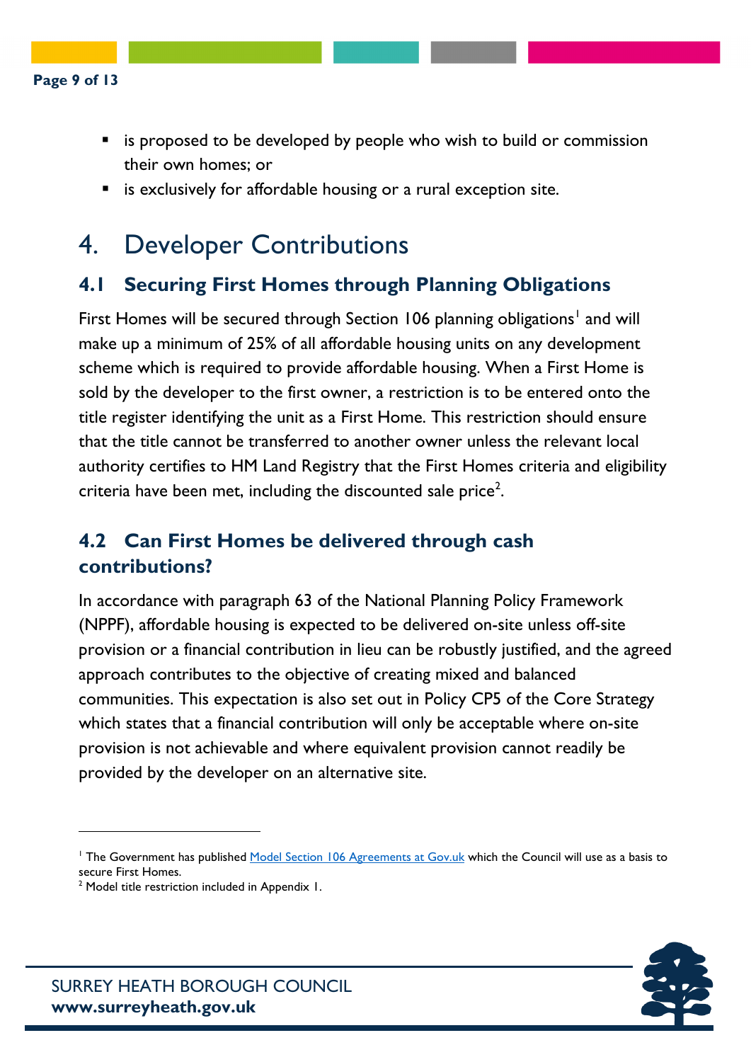- is proposed to be developed by people who wish to build or commission their own homes; or
- is exclusively for affordable housing or a rural exception site.

# 4. Developer Contributions

## 4.1 Securing First Homes through Planning Obligations

First Homes will be secured through Section 106 planning obligations[1] and will make up a minimum of 25% of all affordable housing units on any development scheme which is required to provide affordable housing. When a First Home is sold by the developer to the first owner, a restriction is to be entered onto the title register identifying the unit as a First Home. This restriction should ensure that the title cannot be transferred to another owner unless the relevant local authority certifies to HM Land Registry that the First Homes criteria and eligibility criteria have been met, including the discounted sale price[2].

## 4.2 Can First Homes be delivered through cash contributions?

In accordance with paragraph 63 of the National Planning Policy Framework (NPPF), affordable housing is expected to be delivered on-site unless off-site provision or a financial contribution in lieu can be robustly justified, and the agreed approach contributes to the objective of creating mixed and balanced communities. This expectation is also set out in Policy CP5 of the Core Strategy which states that a financial contribution will only be acceptable where on-site provision is not achievable and where equivalent provision cannot readily be provided by the developer on an alternative site.

---

[1] The Government has published Model Section 106 Agreements at Gov.uk which the Council will use as a basis to secure First Homes.

[2] Model title restriction included in Appendix 1.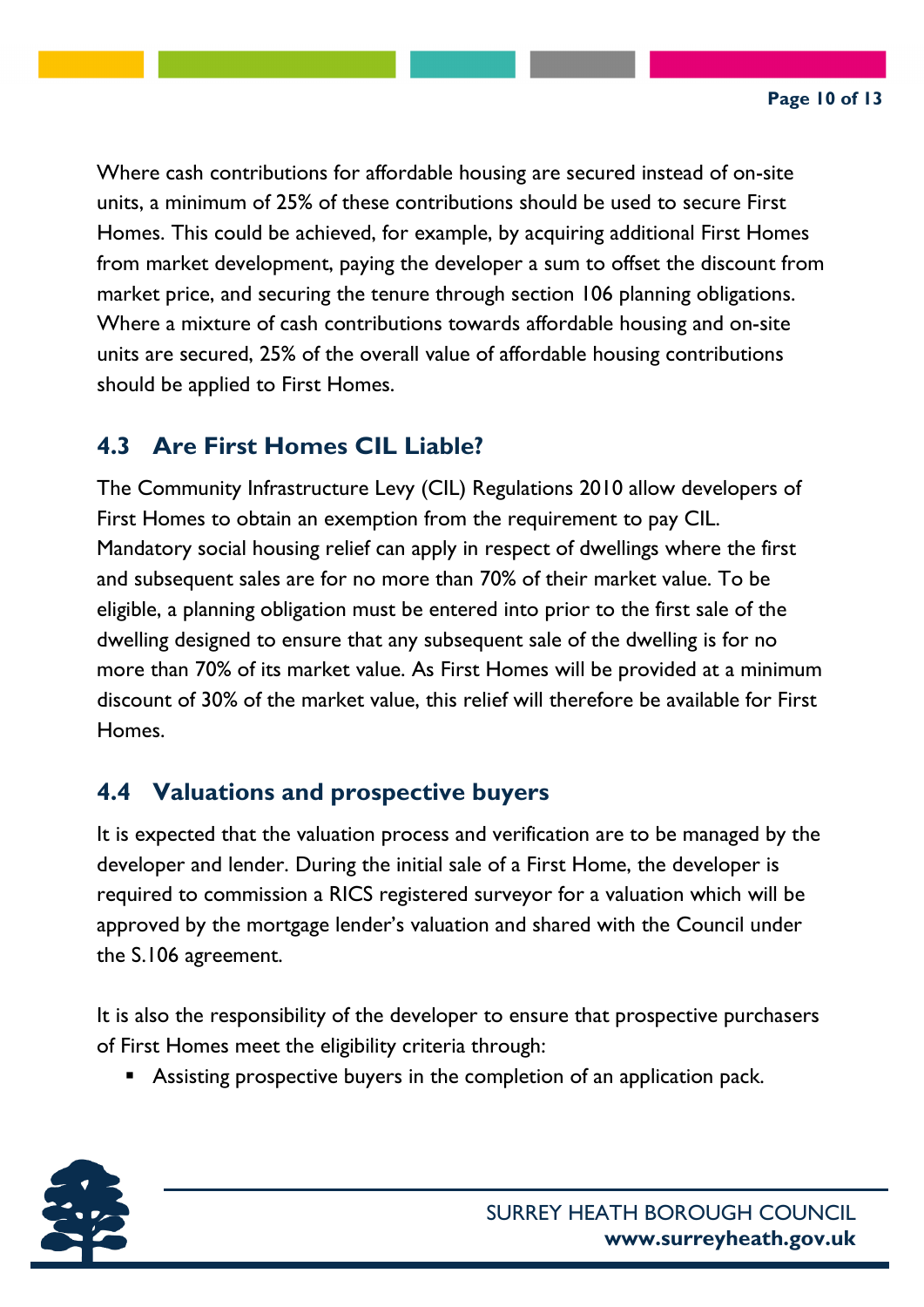Where cash contributions for affordable housing are secured instead of on-site units, a minimum of 25% of these contributions should be used to secure First Homes. This could be achieved, for example, by acquiring additional First Homes from market development, paying the developer a sum to offset the discount from market price, and securing the tenure through section 106 planning obligations. Where a mixture of cash contributions towards affordable housing and on-site units are secured, 25% of the overall value of affordable housing contributions should be applied to First Homes.

## 4.3 Are First Homes CIL Liable?

The Community Infrastructure Levy (CIL) Regulations 2010 allow developers of First Homes to obtain an exemption from the requirement to pay CIL. Mandatory social housing relief can apply in respect of dwellings where the first and subsequent sales are for no more than 70% of their market value. To be eligible, a planning obligation must be entered into prior to the first sale of the dwelling designed to ensure that any subsequent sale of the dwelling is for no more than 70% of its market value. As First Homes will be provided at a minimum discount of 30% of the market value, this relief will therefore be available for First Homes.

## 4.4 Valuations and prospective buyers

It is expected that the valuation process and verification are to be managed by the developer and lender. During the initial sale of a First Home, the developer is required to commission a RICS registered surveyor for a valuation which will be approved by the mortgage lender's valuation and shared with the Council under the S.106 agreement.

It is also the responsibility of the developer to ensure that prospective purchasers of First Homes meet the eligibility criteria through:

- Assisting prospective buyers in the completion of an application pack.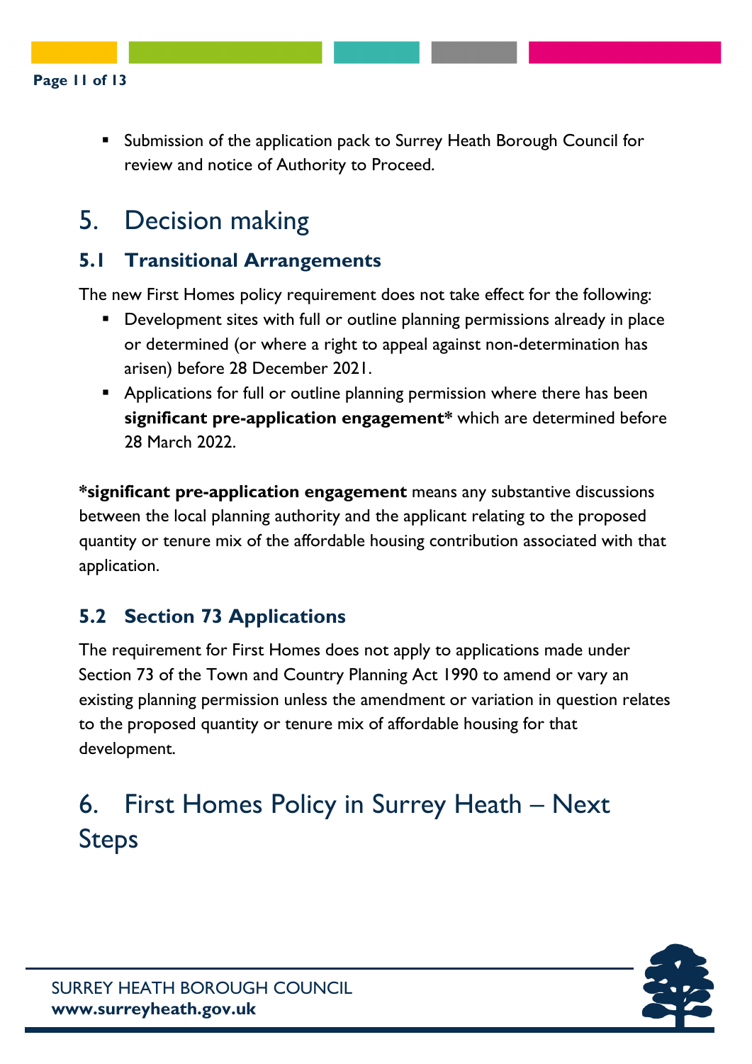- Submission of the application pack to Surrey Heath Borough Council for review and notice of Authority to Proceed.

# 5. Decision making

## 5.1 Transitional Arrangements

The new First Homes policy requirement does not take effect for the following:

- Development sites with full or outline planning permissions already in place or determined (or where a right to appeal against non-determination has arisen) before 28 December 2021.
- Applications for full or outline planning permission where there has been **significant pre-application engagement*** which are determined before 28 March 2022.

***significant pre-application engagement** means any substantive discussions between the local planning authority and the applicant relating to the proposed quantity or tenure mix of the affordable housing contribution associated with that application.

## 5.2 Section 73 Applications

The requirement for First Homes does not apply to applications made under Section 73 of the Town and Country Planning Act 1990 to amend or vary an existing planning permission unless the amendment or variation in question relates to the proposed quantity or tenure mix of affordable housing for that development.

# 6. First Homes Policy in Surrey Heath – Next Steps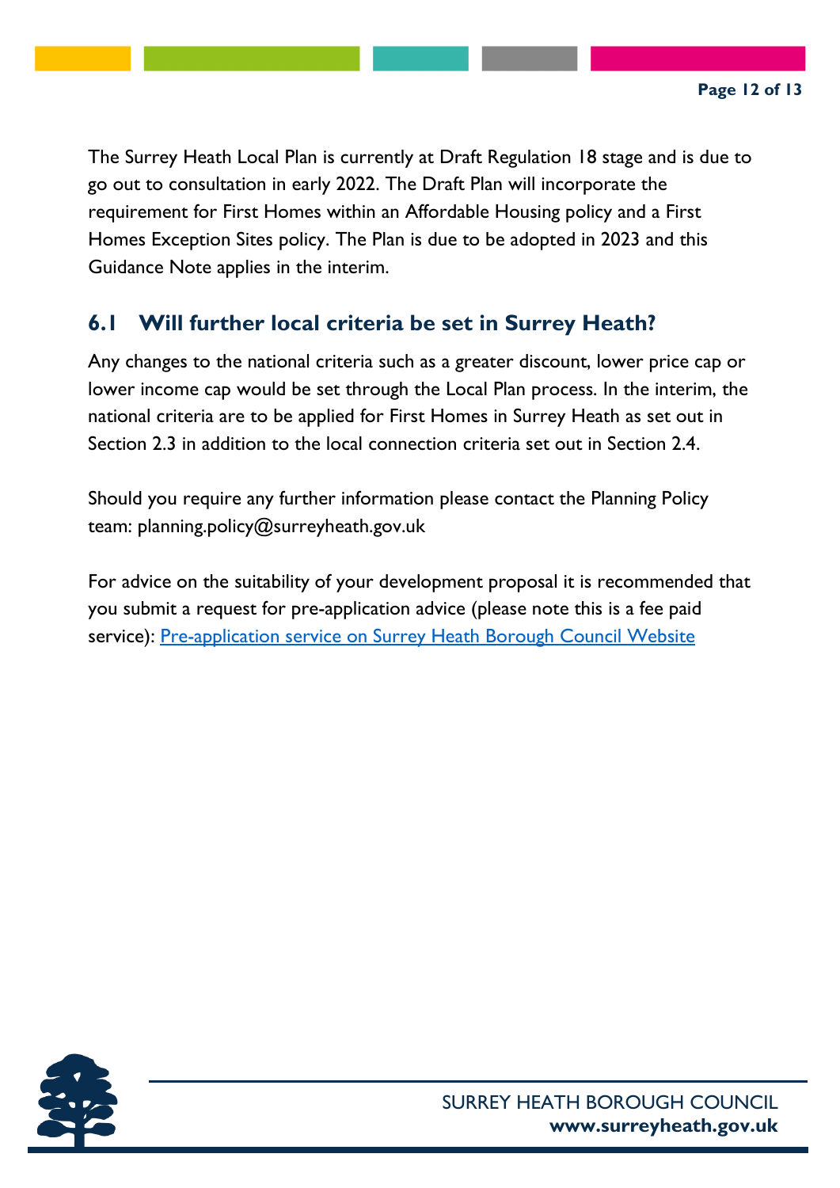The Surrey Heath Local Plan is currently at Draft Regulation 18 stage and is due to go out to consultation in early 2022. The Draft Plan will incorporate the requirement for First Homes within an Affordable Housing policy and a First Homes Exception Sites policy. The Plan is due to be adopted in 2023 and this Guidance Note applies in the interim.

## 6.1 Will further local criteria be set in Surrey Heath?

Any changes to the national criteria such as a greater discount, lower price cap or lower income cap would be set through the Local Plan process. In the interim, the national criteria are to be applied for First Homes in Surrey Heath as set out in Section 2.3 in addition to the local connection criteria set out in Section 2.4.

Should you require any further information please contact the Planning Policy team: planning.policy@surreyheath.gov.uk

For advice on the suitability of your development proposal it is recommended that you submit a request for pre-application advice (please note this is a fee paid service): [Pre-application service on Surrey Heath Borough Council Website]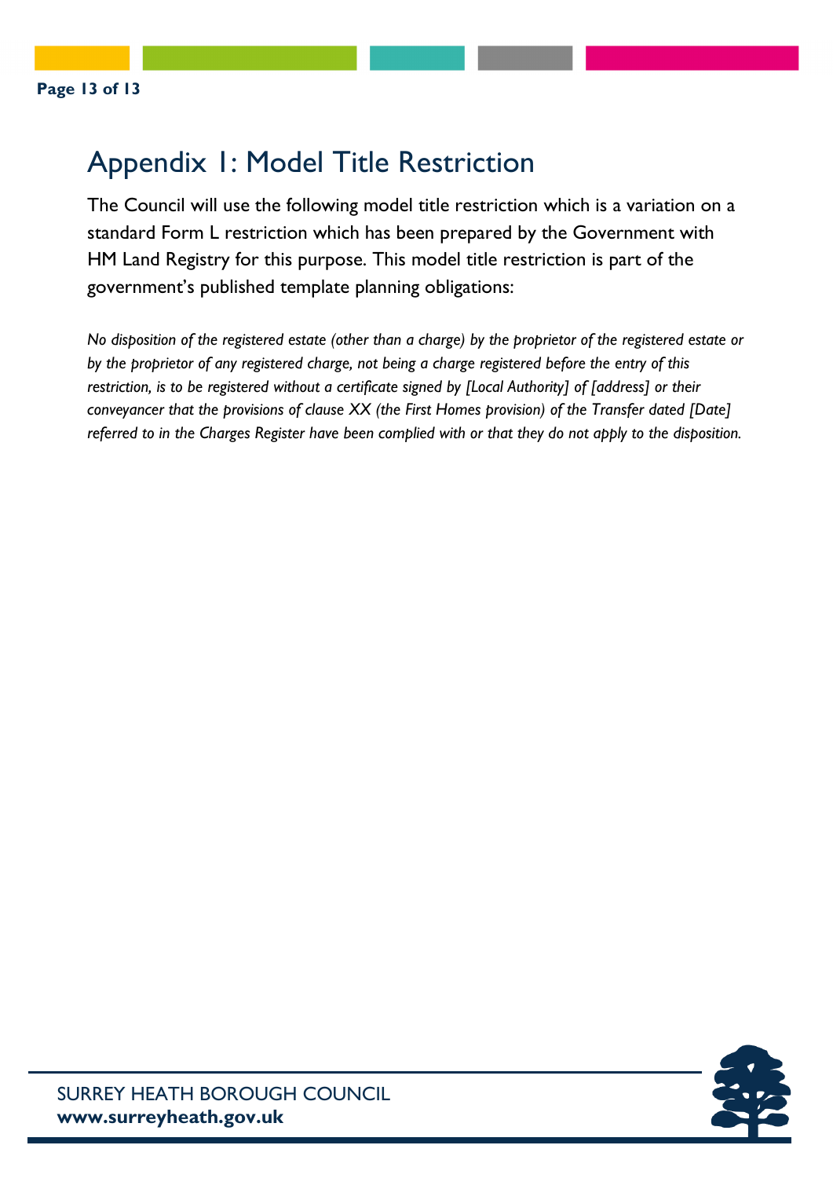# Appendix 1: Model Title Restriction

The Council will use the following model title restriction which is a variation on a standard Form L restriction which has been prepared by the Government with HM Land Registry for this purpose. This model title restriction is part of the government's published template planning obligations:

*No disposition of the registered estate (other than a charge) by the proprietor of the registered estate or by the proprietor of any registered charge, not being a charge registered before the entry of this restriction, is to be registered without a certificate signed by [Local Authority] of [address] or their conveyancer that the provisions of clause XX (the First Homes provision) of the Transfer dated [Date] referred to in the Charges Register have been complied with or that they do not apply to the disposition.*